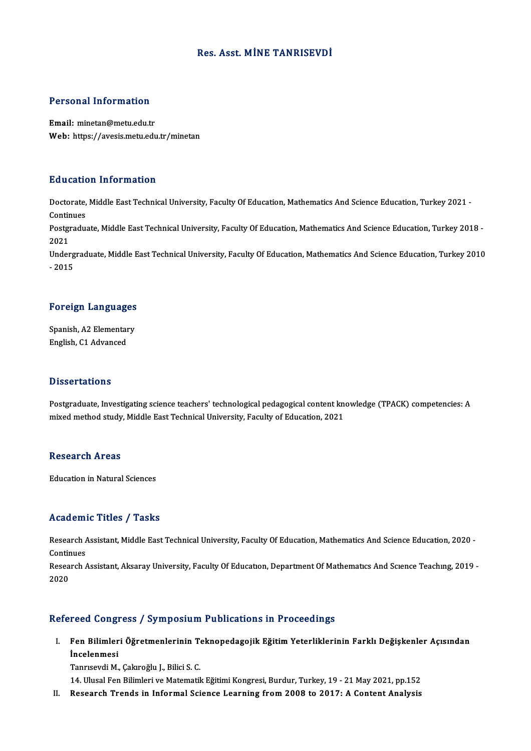# Res. Asst. MİNE TANRISEVDİ

## Personal Information

**Email:** minetan@metu.edu.tr
**Web:** https://avesis.metu.edu.tr/minetan

## Education Information

Doctorate, Middle East Technical University, Faculty Of Education, Mathematics And Science Education, Turkey 2021 - Continues
Postgraduate, Middle East Technical University, Faculty Of Education, Mathematics And Science Education, Turkey 2018 - 2021
Undergraduate, Middle East Technical University, Faculty Of Education, Mathematics And Science Education, Turkey 2010 - 2015

## Foreign Languages

Spanish, A2 Elementary
English, C1 Advanced

## Dissertations

Postgraduate, Investigating science teachers' technological pedagogical content knowledge (TPACK) competencies: A mixed method study, Middle East Technical University, Faculty of Education, 2021

## Research Areas

Education in Natural Sciences

## Academic Titles / Tasks

Research Assistant, Middle East Technical University, Faculty Of Education, Mathematics And Science Education, 2020 - Continues
Research Assistant, Aksaray University, Faculty Of Educatıon, Department Of Mathematıcs And Scıence Teachıng, 2019 - 2020

## Refereed Congress / Symposium Publications in Proceedings

I. **Fen Bilimleri Öğretmenlerinin Teknopedagojik Eğitim Yeterliklerinin Farklı Değişkenler Açısından İncelenmesi**
Tanrısevdi M., Çakıroğlu J., Bilici S. C.
14. Ulusal Fen Bilimleri ve Matematik Eğitimi Kongresi, Burdur, Turkey, 19 - 21 May 2021, pp.152

II. **Research Trends in Informal Science Learning from 2008 to 2017: A Content Analysis**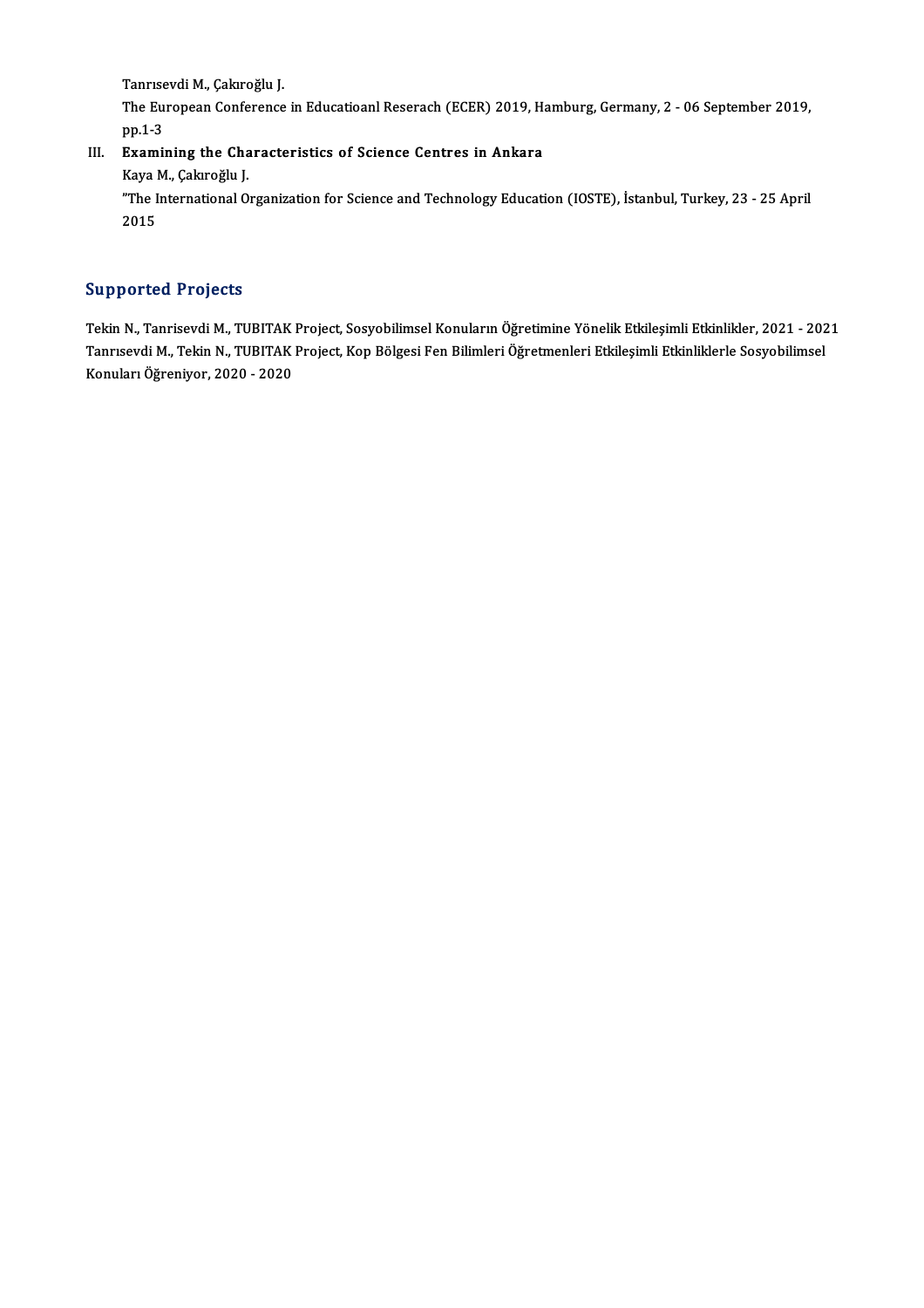Tanrısevdi M., Çakıroğlu J.

The European Conference in Educatioanl Reserach (ECER) 2019, Hamburg, Germany, 2 - 06 September 2019, pp.1-3

III. **Examining the Characteristics of Science Centres in Ankara**

Kaya M., Çakıroğlu J.

"The International Organization for Science and Technology Education (IOSTE), İstanbul, Turkey, 23 - 25 April 2015

## Supported Projects

Tekin N., Tanrisevdi M., TUBITAK Project, Sosyobilimsel Konuların Öğretimine Yönelik Etkileşimli Etkinlikler, 2021 - 2021

Tanrısevdi M., Tekin N., TUBITAK Project, Kop Bölgesi Fen Bilimleri Öğretmenleri Etkileşimli Etkinliklerle Sosyobilimsel Konuları Öğreniyor, 2020 - 2020